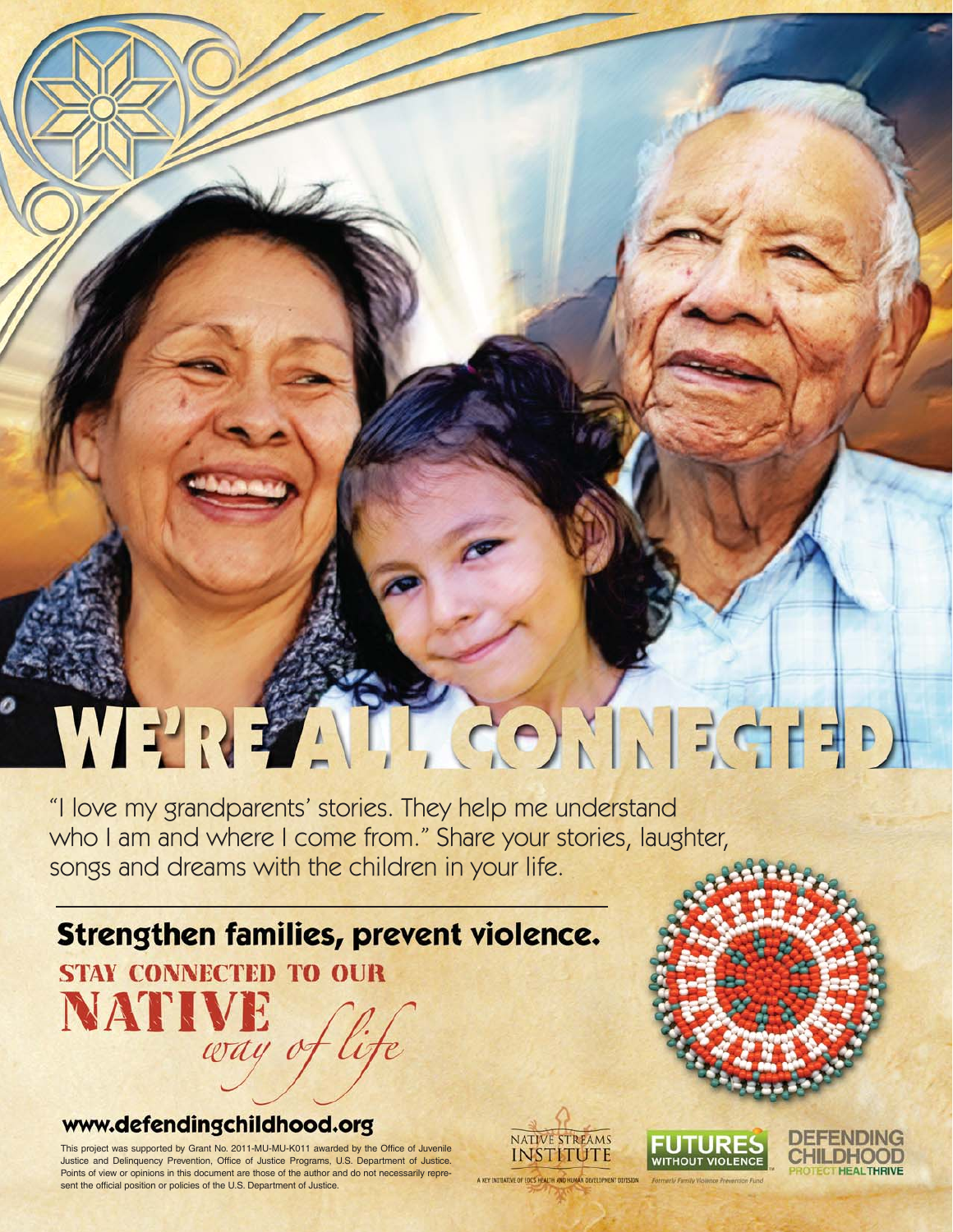# WE'RE ALL CONNECTED

"I love my grandparents' stories. They help me understand who I am and where I come from." Share your stories, laughter, songs and dreams with the children in your life.

## Strengthen families, prevent violence.

STAY CONNECTED TO OUR NATIVE *way of life*

**www.defendingchildhood.org**

This project was supported by Grant No. 2011-MU-MU-K011 awarded by the Office of Juvenile Justice and Delinquency Prevention, Office of Justice Programs, U.S. Department of Justice. Points of view or opinions in this document are those of the author and do not necessarily represent the official position or policies of the U.S. Department of Justice.

NATIVE STREAMS INSTITUTE — A KEY INITIATIVE OF IDC'S HEALTH AND HUMAN DEVELOPMENT DIVISION

FUTURES WITHOUT VIOLENCE — Formerly Family Violence Prevention Fund

DEFENDING CHILDHOOD — PROTECT HEAL THRIVE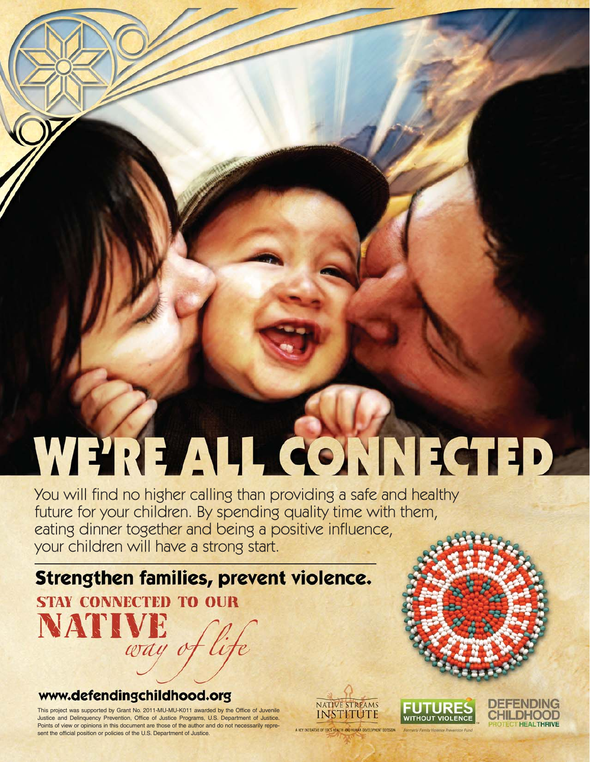# WE'RE ALL CONNECTED

You will find no higher calling than providing a safe and healthy future for your children. By spending quality time with them, eating dinner together and being a positive influence, your children will have a strong start.

## Strengthen families, prevent violence.

STAY CONNECTED TO OUR **NATIVE** *way of life*

**www.defendingchildhood.org**

This project was supported by Grant No. 2011-MU-MU-K011 awarded by the Office of Juvenile Justice and Delinquency Prevention, Office of Justice Programs, U.S. Department of Justice. Points of view or opinions in this document are those of the author and do not necessarily represent the official position or policies of the U.S. Department of Justice.

NATIVE STREAMS INSTITUTE — A KEY INITIATIVE OF EDC'S HEALTH AND HUMAN DEVELOPMENT DIVISION

FUTURES WITHOUT VIOLENCE — Formerly Family Violence Prevention Fund

DEFENDING CHILDHOOD — PROTECT HEAL THRIVE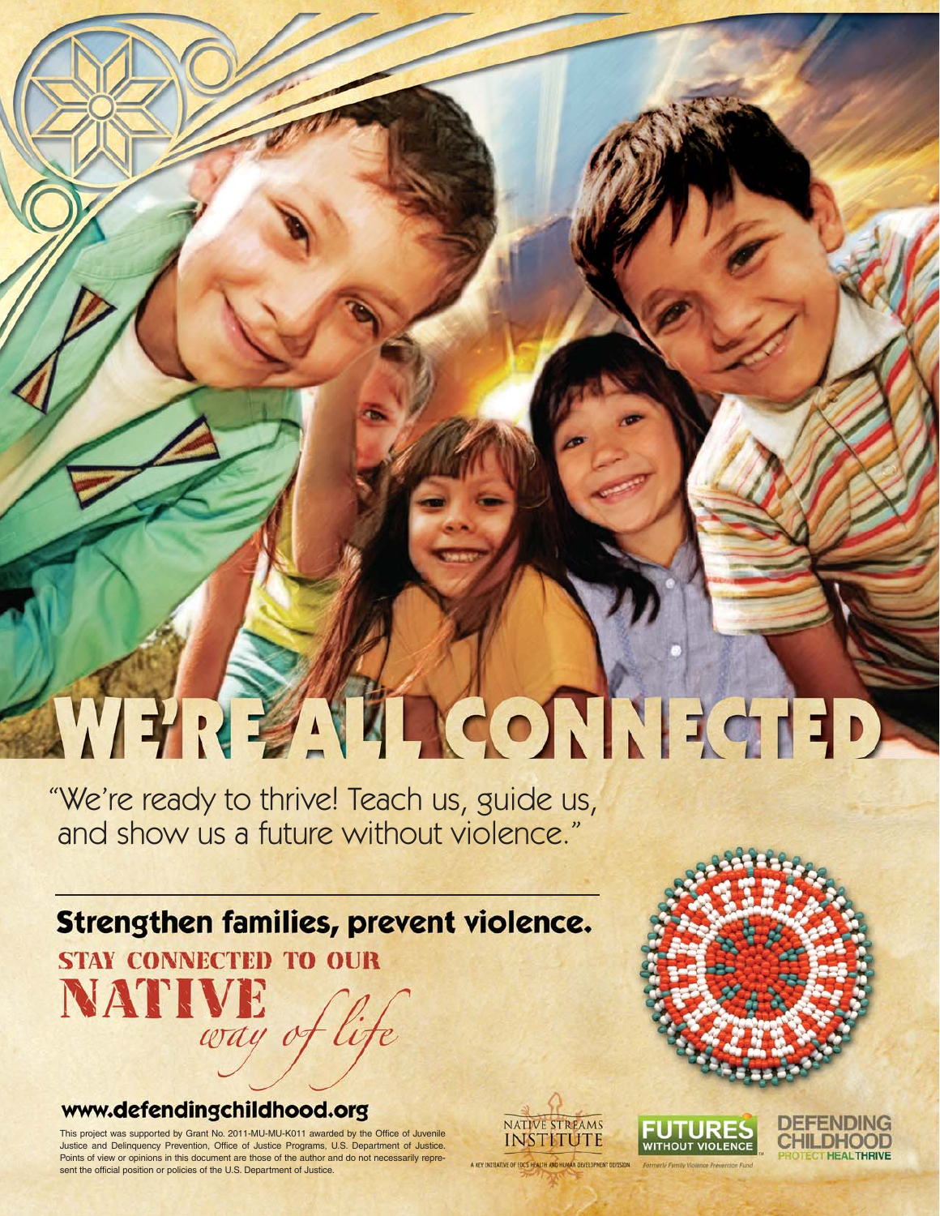# WE'RE ALL CONNECTED

"We're ready to thrive! Teach us, guide us, and show us a future without violence."

## Strengthen families, prevent violence.

STAY CONNECTED TO OUR NATIVE *way of life*

**www.defendingchildhood.org**

This project was supported by Grant No. 2011-MU-MU-K011 awarded by the Office of Juvenile Justice and Delinquency Prevention, Office of Justice Programs, U.S. Department of Justice. Points of view or opinions in this document are those of the author and do not necessarily represent the official position or policies of the U.S. Department of Justice.

NATIVE STREAMS INSTITUTE

A KEY INITIATIVE OF EDC'S HEALTH AND HUMAN DEVELOPMENT DIVISION

FUTURES WITHOUT VIOLENCE

Formerly Family Violence Prevention Fund

DEFENDING CHILDHOOD

PROTECT HEAL THRIVE